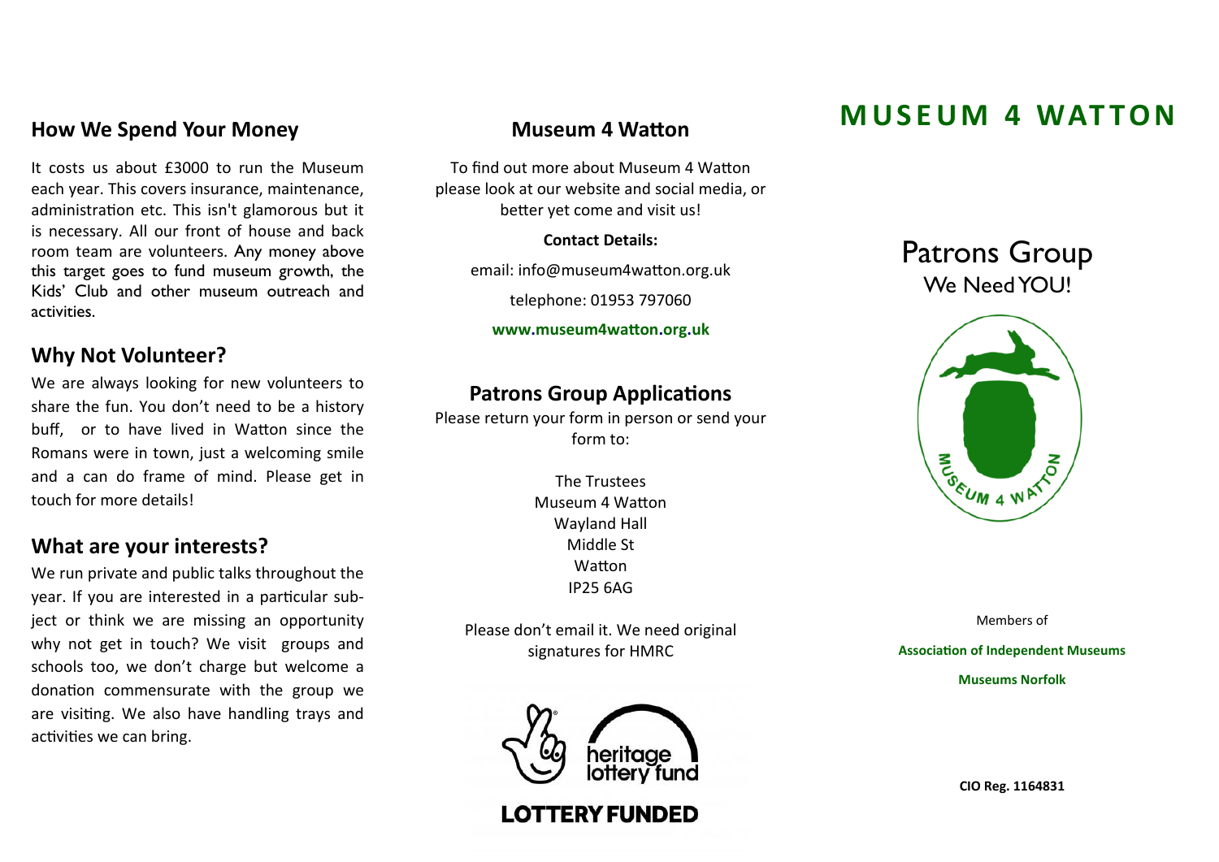## How We Spend Your Money

It costs us about £3000 to run the Museum each year. This covers insurance, maintenance, administration etc. This isn't glamorous but it is necessary. All our front of house and back room team are volunteers. Any money above this target goes to fund museum growth, the Kids' Club and other museum outreach and activities.

## Why Not Volunteer?

We are always looking for new volunteers to share the fun. You don't need to be a history buff, or to have lived in Watton since the Romans were in town, just a welcoming smile and a can do frame of mind. Please get in touch for more details!

## What are your interests?

We run private and public talks throughout the year. If you are interested in a particular subject or think we are missing an opportunity why not get in touch? We visit groups and schools too, we don't charge but welcome a donation commensurate with the group we are visiting. We also have handling trays and activities we can bring.

## Museum 4 Watton

To find out more about Museum 4 Watton please look at our website and social media, or better yet come and visit us!

**Contact Details:**

email: info@museum4watton.org.uk

telephone: 01953 797060

**www.museum4watton.org.uk**

## Patrons Group Applications

Please return your form in person or send your form to:

The Trustees
Museum 4 Watton
Wayland Hall
Middle St
Watton
IP25 6AG

Please don't email it. We need original signatures for HMRC

heritage lottery fund

LOTTERY FUNDED

# MUSEUM 4 WATTON

## Patrons Group

We Need YOU!

MUSEUM 4 WATTON

Members of

**Association of Independent Museums**

**Museums Norfolk**

**CIO Reg. 1164831**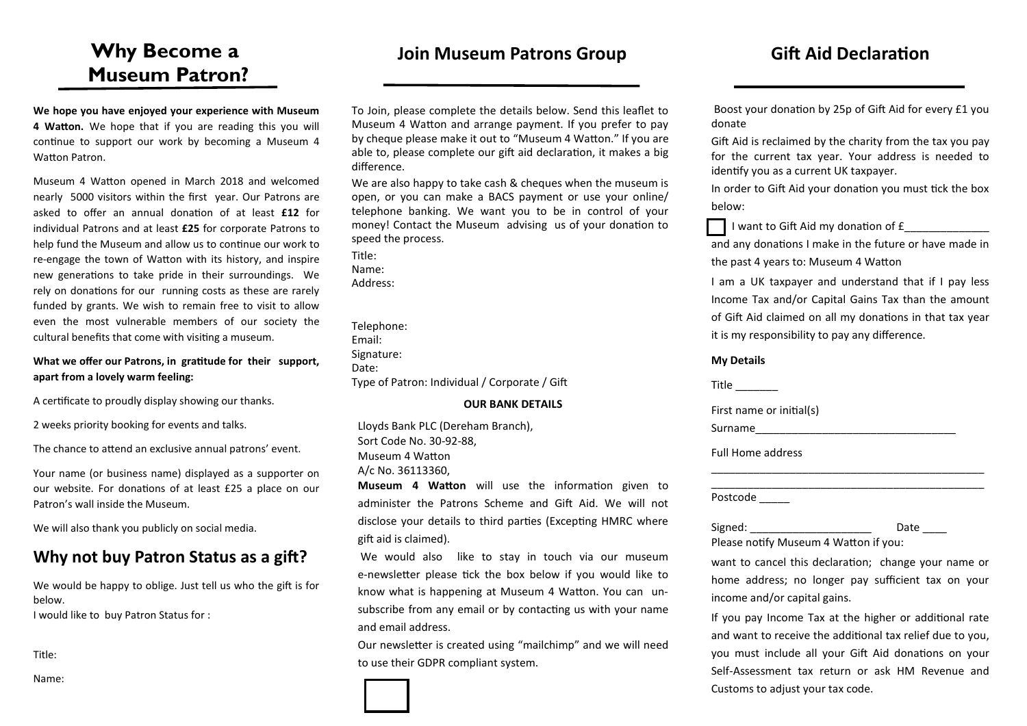## Why Become a Museum Patron?

**We hope you have enjoyed your experience with Museum 4 Watton.** We hope that if you are reading this you will continue to support our work by becoming a Museum 4 Watton Patron.

Museum 4 Watton opened in March 2018 and welcomed nearly 5000 visitors within the first year. Our Patrons are asked to offer an annual donation of at least **£12** for individual Patrons and at least **£25** for corporate Patrons to help fund the Museum and allow us to continue our work to re-engage the town of Watton with its history, and inspire new generations to take pride in their surroundings. We rely on donations for our running costs as these are rarely funded by grants. We wish to remain free to visit to allow even the most vulnerable members of our society the cultural benefits that come with visiting a museum.

**What we offer our Patrons, in gratitude for their support, apart from a lovely warm feeling:**

A certificate to proudly display showing our thanks.

2 weeks priority booking for events and talks.

The chance to attend an exclusive annual patrons' event.

Your name (or business name) displayed as a supporter on our website. For donations of at least £25 a place on our Patron's wall inside the Museum.

We will also thank you publicly on social media.

## Why not buy Patron Status as a gift?

We would be happy to oblige. Just tell us who the gift is for below.
I would like to buy Patron Status for :

Title:

Name:

## Join Museum Patrons Group

To Join, please complete the details below. Send this leaflet to Museum 4 Watton and arrange payment. If you prefer to pay by cheque please make it out to "Museum 4 Watton." If you are able to, please complete our gift aid declaration, it makes a big difference.

We are also happy to take cash & cheques when the museum is open, or you can make a BACS payment or use your online/ telephone banking. We want you to be in control of your money! Contact the Museum advising us of your donation to speed the process.

Title:
Name:
Address:

Telephone:
Email:
Signature:
Date:
Type of Patron: Individual / Corporate / Gift

**OUR BANK DETAILS**

Lloyds Bank PLC (Dereham Branch),
Sort Code No. 30-92-88,
Museum 4 Watton
A/c No. 36113360,

**Museum 4 Watton** will use the information given to administer the Patrons Scheme and Gift Aid. We will not disclose your details to third parties (Excepting HMRC where gift aid is claimed).

We would also like to stay in touch via our museum e-newsletter please tick the box below if you would like to know what is happening at Museum 4 Watton. You can un-subscribe from any email or by contacting us with your name and email address.

Our newsletter is created using "mailchimp" and we will need to use their GDPR compliant system.

☐

## Gift Aid Declaration

Boost your donation by 25p of Gift Aid for every £1 you donate

Gift Aid is reclaimed by the charity from the tax you pay for the current tax year. Your address is needed to identify you as a current UK taxpayer.

In order to Gift Aid your donation you must tick the box below:

☐ I want to Gift Aid my donation of £______________ and any donations I make in the future or have made in the past 4 years to: Museum 4 Watton

I am a UK taxpayer and understand that if I pay less Income Tax and/or Capital Gains Tax than the amount of Gift Aid claimed on all my donations in that tax year it is my responsibility to pay any difference.

**My Details**

Title _______

First name or initial(s)

Surname__________________________________

Full Home address

_______________________________________________

_______________________________________________

Postcode _____

Signed: ____________________ Date ____

Please notify Museum 4 Watton if you:

want to cancel this declaration; change your name or home address; no longer pay sufficient tax on your income and/or capital gains.

If you pay Income Tax at the higher or additional rate and want to receive the additional tax relief due to you, you must include all your Gift Aid donations on your Self-Assessment tax return or ask HM Revenue and Customs to adjust your tax code.